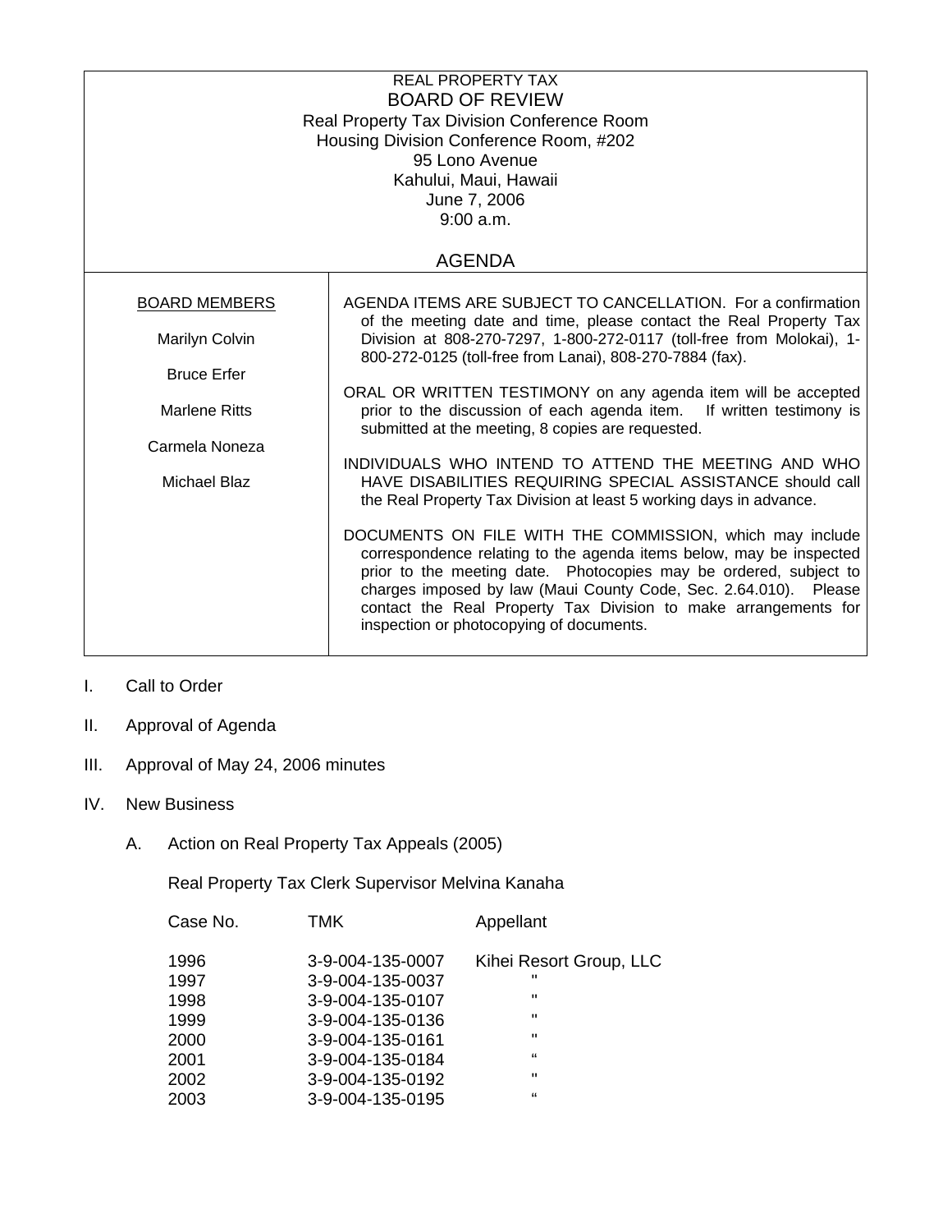REAL PROPERTY TAX

# BOARD OF REVIEW

Real Property Tax Division Conference Room
Housing Division Conference Room, #202
95 Lono Avenue
Kahului, Maui, Hawaii
June 7, 2006
9:00 a.m.

## AGENDA

| BOARD MEMBERS | |
|---|---|
| Marilyn Colvin<br>Bruce Erfer<br>Marlene Ritts<br>Carmela Noneza<br>Michael Blaz | AGENDA ITEMS ARE SUBJECT TO CANCELLATION. For a confirmation of the meeting date and time, please contact the Real Property Tax Division at 808-270-7297, 1-800-272-0117 (toll-free from Molokai), 1-800-272-0125 (toll-free from Lanai), 808-270-7884 (fax).<br><br>ORAL OR WRITTEN TESTIMONY on any agenda item will be accepted prior to the discussion of each agenda item. If written testimony is submitted at the meeting, 8 copies are requested.<br><br>INDIVIDUALS WHO INTEND TO ATTEND THE MEETING AND WHO HAVE DISABILITIES REQUIRING SPECIAL ASSISTANCE should call the Real Property Tax Division at least 5 working days in advance.<br><br>DOCUMENTS ON FILE WITH THE COMMISSION, which may include correspondence relating to the agenda items below, may be inspected prior to the meeting date. Photocopies may be ordered, subject to charges imposed by law (Maui County Code, Sec. 2.64.010). Please contact the Real Property Tax Division to make arrangements for inspection or photocopying of documents. |

I. Call to Order

II. Approval of Agenda

III. Approval of May 24, 2006 minutes

IV. New Business

A. Action on Real Property Tax Appeals (2005)

Real Property Tax Clerk Supervisor Melvina Kanaha

| Case No. | TMK | Appellant |
|---|---|---|
| 1996 | 3-9-004-135-0007 | Kihei Resort Group, LLC |
| 1997 | 3-9-004-135-0037 | " |
| 1998 | 3-9-004-135-0107 | " |
| 1999 | 3-9-004-135-0136 | " |
| 2000 | 3-9-004-135-0161 | " |
| 2001 | 3-9-004-135-0184 | " |
| 2002 | 3-9-004-135-0192 | " |
| 2003 | 3-9-004-135-0195 | " |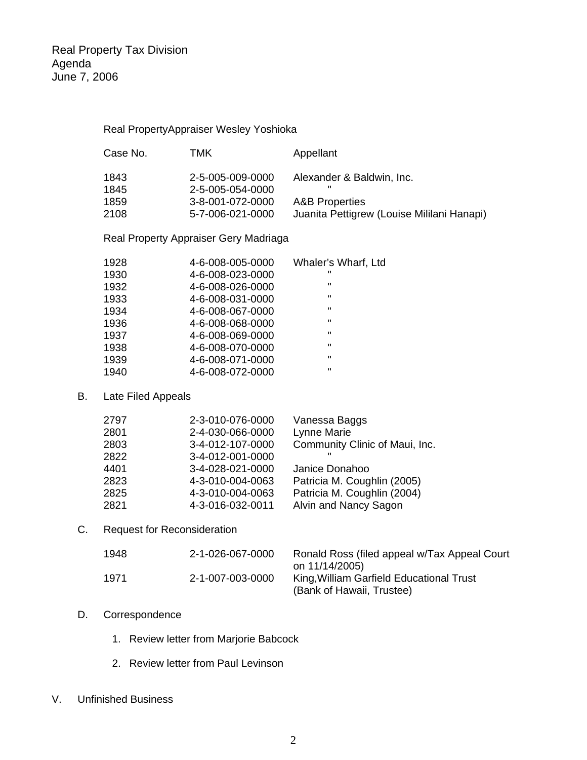Real Property Tax Division
Agenda
June 7, 2006

Real PropertyAppraiser Wesley Yoshioka

| Case No. | TMK | Appellant |
|---|---|---|
| 1843 | 2-5-005-009-0000 | Alexander & Baldwin, Inc. |
| 1845 | 2-5-005-054-0000 | " |
| 1859 | 3-8-001-072-0000 | A&B Properties |
| 2108 | 5-7-006-021-0000 | Juanita Pettigrew (Louise Mililani Hanapi) |

Real Property Appraiser Gery Madriaga

| Case No. | TMK | Appellant |
|---|---|---|
| 1928 | 4-6-008-005-0000 | Whaler's Wharf, Ltd |
| 1930 | 4-6-008-023-0000 | " |
| 1932 | 4-6-008-026-0000 | " |
| 1933 | 4-6-008-031-0000 | " |
| 1934 | 4-6-008-067-0000 | " |
| 1936 | 4-6-008-068-0000 | " |
| 1937 | 4-6-008-069-0000 | " |
| 1938 | 4-6-008-070-0000 | " |
| 1939 | 4-6-008-071-0000 | " |
| 1940 | 4-6-008-072-0000 | " |

B. Late Filed Appeals

| Case No. | TMK | Appellant |
|---|---|---|
| 2797 | 2-3-010-076-0000 | Vanessa Baggs |
| 2801 | 2-4-030-066-0000 | Lynne Marie |
| 2803 | 3-4-012-107-0000 | Community Clinic of Maui, Inc. |
| 2822 | 3-4-012-001-0000 | " |
| 4401 | 3-4-028-021-0000 | Janice Donahoo |
| 2823 | 4-3-010-004-0063 | Patricia M. Coughlin (2005) |
| 2825 | 4-3-010-004-0063 | Patricia M. Coughlin (2004) |
| 2821 | 4-3-016-032-0011 | Alvin and Nancy Sagon |

C. Request for Reconsideration

| Case No. | TMK | Appellant |
|---|---|---|
| 1948 | 2-1-026-067-0000 | Ronald Ross (filed appeal w/Tax Appeal Court on 11/14/2005) |
| 1971 | 2-1-007-003-0000 | King,William Garfield Educational Trust (Bank of Hawaii, Trustee) |

D. Correspondence

1. Review letter from Marjorie Babcock
2. Review letter from Paul Levinson

V. Unfinished Business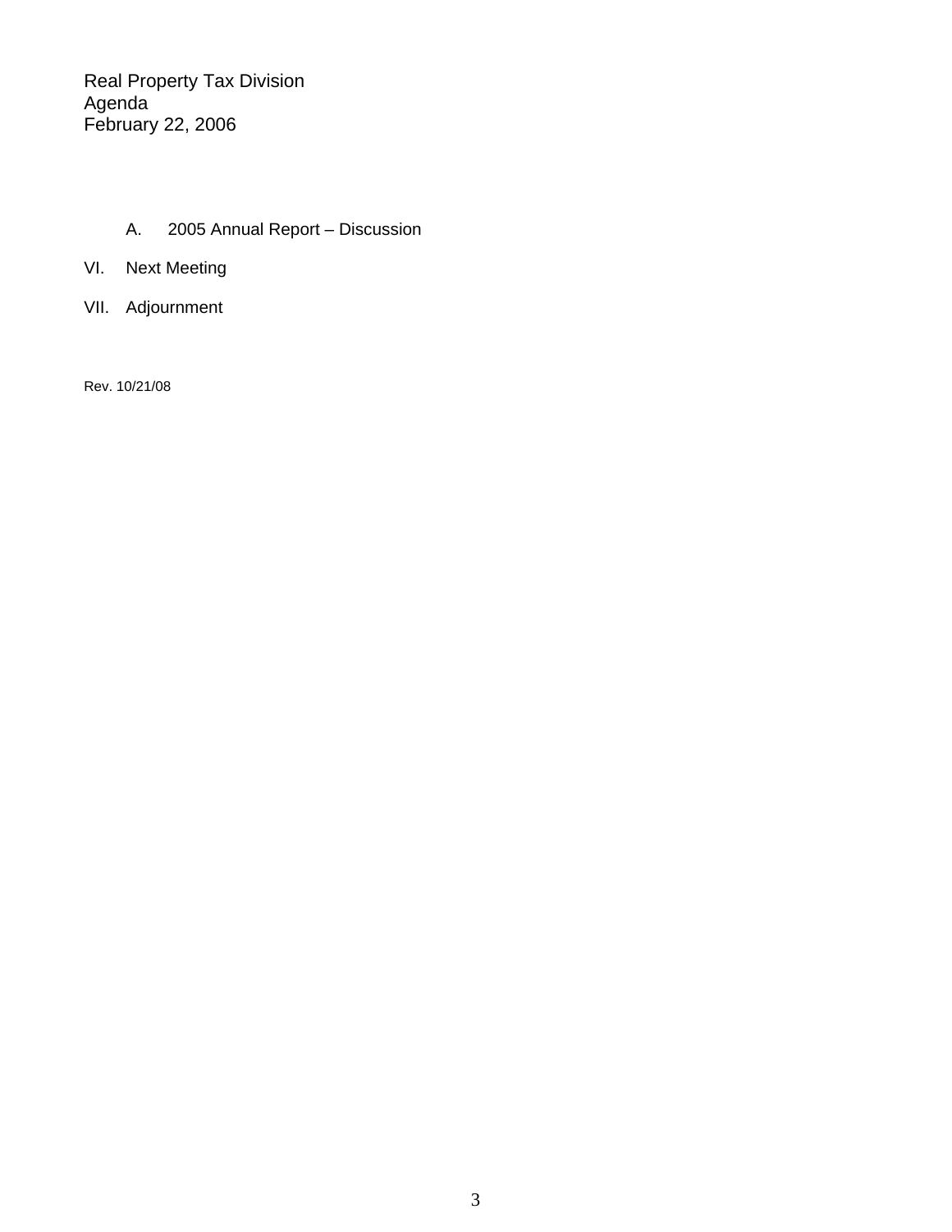A. 2005 Annual Report – Discussion

VI. Next Meeting

VII. Adjournment

Rev. 10/21/08